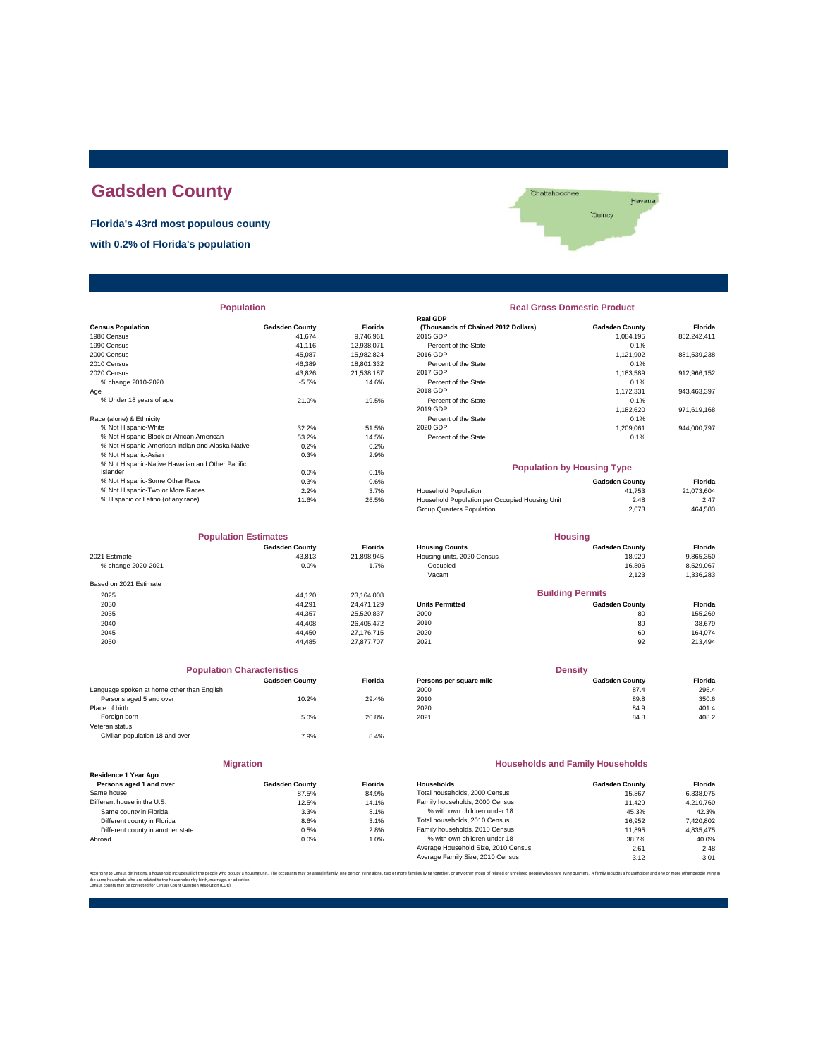# Gadsden County

**Florida's 43rd most populous county**

**with 0.2% of Florida's population**

## Population

| Census Population | Gadsden County | Florida |
|---|---|---|
| 1980 Census | 41,674 | 9,746,961 |
| 1990 Census | 41,116 | 12,938,071 |
| 2000 Census | 45,087 | 15,982,824 |
| 2010 Census | 46,389 | 18,801,332 |
| 2020 Census | 43,826 | 21,538,187 |
| % change 2010-2020 | -5.5% | 14.6% |
| Age | | |
| % Under 18 years of age | 21.0% | 19.5% |
| Race (alone) & Ethnicity | | |
| % Not Hispanic-White | 32.2% | 51.5% |
| % Not Hispanic-Black or African American | 53.2% | 14.5% |
| % Not Hispanic-American Indian and Alaska Native | 0.2% | 0.2% |
| % Not Hispanic-Asian | 0.3% | 2.9% |
| % Not Hispanic-Native Hawaiian and Other Pacific Islander | 0.0% | 0.1% |
| % Not Hispanic-Some Other Race | 0.3% | 0.6% |
| % Not Hispanic-Two or More Races | 2.2% | 3.7% |
| % Hispanic or Latino (of any race) | 11.6% | 26.5% |

## Real Gross Domestic Product

| Real GDP (Thousands of Chained 2012 Dollars) | Gadsden County | Florida |
|---|---|---|
| 2015 GDP | 1,084,195 | 852,242,411 |
| Percent of the State | 0.1% | |
| 2016 GDP | 1,121,902 | 881,539,238 |
| Percent of the State | 0.1% | |
| 2017 GDP | 1,183,589 | 912,966,152 |
| Percent of the State | 0.1% | |
| 2018 GDP | 1,172,331 | 943,463,397 |
| Percent of the State | 0.1% | |
| 2019 GDP | 1,182,620 | 971,619,168 |
| Percent of the State | 0.1% | |
| 2020 GDP | 1,209,061 | 944,000,797 |
| Percent of the State | 0.1% | |

## Population by Housing Type

| | Gadsden County | Florida |
|---|---|---|
| Household Population | 41,753 | 21,073,604 |
| Household Population per Occupied Housing Unit | 2.48 | 2.47 |
| Group Quarters Population | 2,073 | 464,583 |

## Population Estimates

| | Gadsden County | Florida |
|---|---|---|
| 2021 Estimate | 43,813 | 21,898,945 |
| % change 2020-2021 | 0.0% | 1.7% |
| Based on 2021 Estimate | | |
| 2025 | 44,120 | 23,164,008 |
| 2030 | 44,291 | 24,471,129 |
| 2035 | 44,357 | 25,520,837 |
| 2040 | 44,408 | 26,405,472 |
| 2045 | 44,450 | 27,176,715 |
| 2050 | 44,485 | 27,877,707 |

## Housing

| Housing Counts | Gadsden County | Florida |
|---|---|---|
| Housing units, 2020 Census | 18,929 | 9,865,350 |
| Occupied | 16,806 | 8,529,067 |
| Vacant | 2,123 | 1,336,283 |

## Building Permits

| Units Permitted | Gadsden County | Florida |
|---|---|---|
| 2000 | 80 | 155,269 |
| 2010 | 89 | 38,679 |
| 2020 | 69 | 164,074 |
| 2021 | 92 | 213,494 |

## Population Characteristics

| | Gadsden County | Florida |
|---|---|---|
| Language spoken at home other than English | | |
| Persons aged 5 and over | 10.2% | 29.4% |
| Place of birth | | |
| Foreign born | 5.0% | 20.8% |
| Veteran status | | |
| Civilian population 18 and over | 7.9% | 8.4% |

## Density

| Persons per square mile | Gadsden County | Florida |
|---|---|---|
| 2000 | 87.4 | 296.4 |
| 2010 | 89.8 | 350.6 |
| 2020 | 84.9 | 401.4 |
| 2021 | 84.8 | 408.2 |

## Migration

| Residence 1 Year Ago Persons aged 1 and over | Gadsden County | Florida |
|---|---|---|
| Same house | 87.5% | 84.9% |
| Different house in the U.S. | 12.5% | 14.1% |
| Same county in Florida | 3.3% | 8.1% |
| Different county in Florida | 8.6% | 3.1% |
| Different county in another state | 0.5% | 2.8% |
| Abroad | 0.0% | 1.0% |

## Households and Family Households

| Households | Gadsden County | Florida |
|---|---|---|
| Total households, 2000 Census | 15,867 | 6,338,075 |
| Family households, 2000 Census | 11,429 | 4,210,760 |
| % with own children under 18 | 45.3% | 42.3% |
| Total households, 2010 Census | 16,952 | 7,420,802 |
| Family households, 2010 Census | 11,895 | 4,835,475 |
| % with own children under 18 | 38.7% | 40.0% |
| Average Household Size, 2010 Census | 2.61 | 2.48 |
| Average Family Size, 2010 Census | 3.12 | 3.01 |

According to Census definitions, a household includes all of the people who occupy a housing unit. The occupants may be a single family, one person living alone, two or more families living together, or any other group of related or unrelated people who share living quarters. A family includes a householder and one or more other people living in the same household who are related to the householder by birth, marriage, or adoption.
Census counts may be corrected for Census Count Question Resolution (CQR).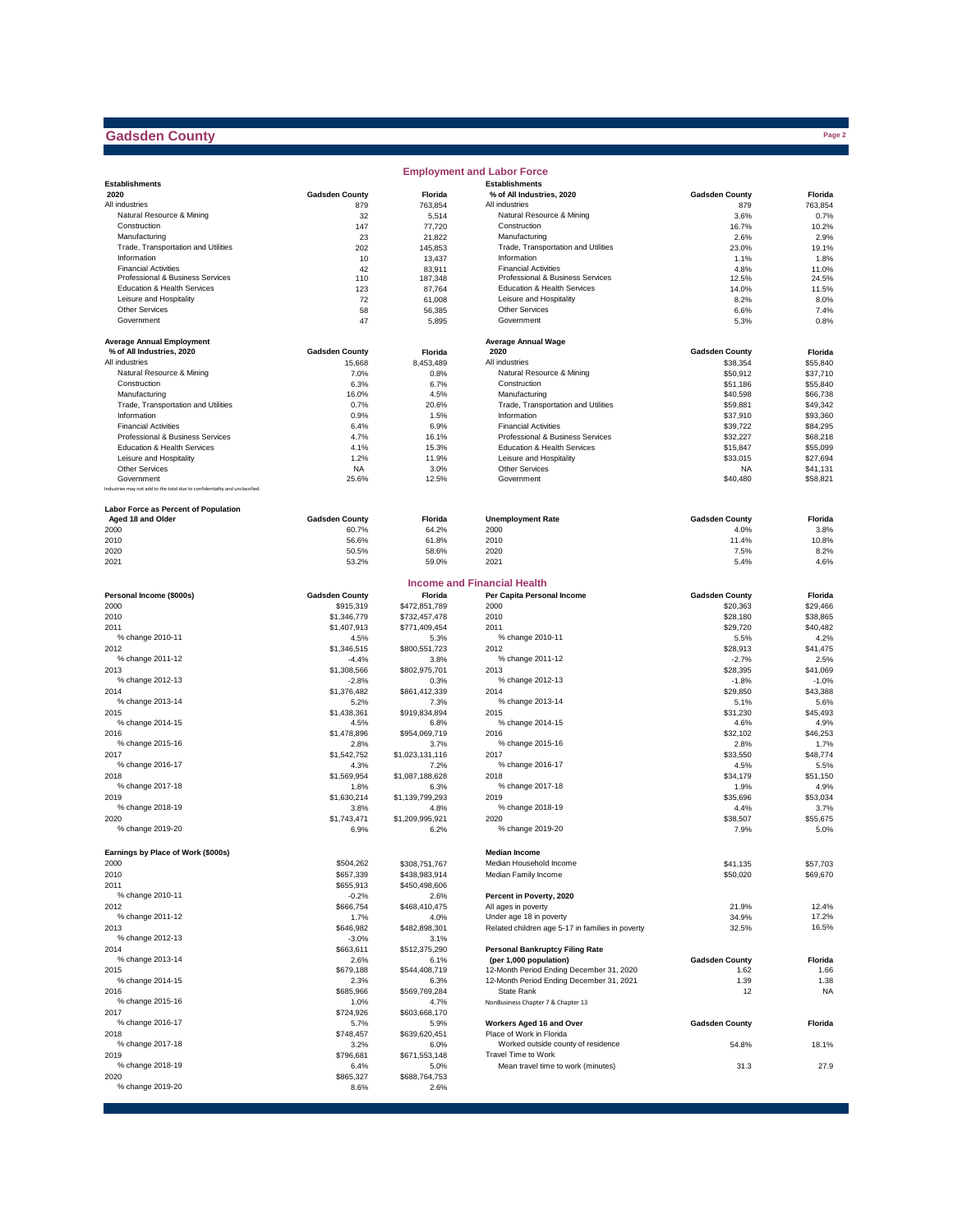# Gadsden County

## Employment and Labor Force

| Establishments 2020 | Gadsden County | Florida |
|---|---|---|
| All industries | 879 | 763,854 |
| Natural Resource & Mining | 32 | 5,514 |
| Construction | 147 | 77,720 |
| Manufacturing | 23 | 21,822 |
| Trade, Transportation and Utilities | 202 | 145,853 |
| Information | 10 | 13,437 |
| Financial Activities | 42 | 83,911 |
| Professional & Business Services | 110 | 187,348 |
| Education & Health Services | 123 | 87,764 |
| Leisure and Hospitality | 72 | 61,008 |
| Other Services | 58 | 56,385 |
| Government | 47 | 5,895 |

| Establishments % of All Industries, 2020 | Gadsden County | Florida |
|---|---|---|
| All industries | 879 | 763,854 |
| Natural Resource & Mining | 3.6% | 0.7% |
| Construction | 16.7% | 10.2% |
| Manufacturing | 2.6% | 2.9% |
| Trade, Transportation and Utilities | 23.0% | 19.1% |
| Information | 1.1% | 1.8% |
| Financial Activities | 4.8% | 11.0% |
| Professional & Business Services | 12.5% | 24.5% |
| Education & Health Services | 14.0% | 11.5% |
| Leisure and Hospitality | 8.2% | 8.0% |
| Other Services | 6.6% | 7.4% |
| Government | 5.3% | 0.8% |

| Average Annual Employment % of All Industries, 2020 | Gadsden County | Florida |
|---|---|---|
| All industries | 15,668 | 8,453,489 |
| Natural Resource & Mining | 7.0% | 0.8% |
| Construction | 6.3% | 6.7% |
| Manufacturing | 16.0% | 4.5% |
| Trade, Transportation and Utilities | 0.7% | 20.6% |
| Information | 0.9% | 1.5% |
| Financial Activities | 6.4% | 6.9% |
| Professional & Business Services | 4.7% | 16.1% |
| Education & Health Services | 4.1% | 15.3% |
| Leisure and Hospitality | 1.2% | 11.9% |
| Other Services | NA | 3.0% |
| Government | 25.6% | 12.5% |

Industries may not add to the total due to confidentiality and unclassified.

| Average Annual Wage 2020 | Gadsden County | Florida |
|---|---|---|
| All industries | $38,354 | $55,840 |
| Natural Resource & Mining | $50,912 | $37,710 |
| Construction | $51,186 | $55,840 |
| Manufacturing | $40,598 | $66,738 |
| Trade, Transportation and Utilities | $59,881 | $49,342 |
| Information | $37,910 | $93,360 |
| Financial Activities | $39,722 | $84,295 |
| Professional & Business Services | $32,227 | $68,218 |
| Education & Health Services | $15,847 | $55,099 |
| Leisure and Hospitality | $33,015 | $27,694 |
| Other Services | NA | $41,131 |
| Government | $40,480 | $58,821 |

| Labor Force as Percent of Population Aged 18 and Older | Gadsden County | Florida |
|---|---|---|
| 2000 | 60.7% | 64.2% |
| 2010 | 56.6% | 61.8% |
| 2020 | 50.5% | 58.6% |
| 2021 | 53.2% | 59.0% |

| Unemployment Rate | Gadsden County | Florida |
|---|---|---|
| 2000 | 4.0% | 3.8% |
| 2010 | 11.4% | 10.8% |
| 2020 | 7.5% | 8.2% |
| 2021 | 5.4% | 4.6% |

## Income and Financial Health

| Personal Income ($000s) | Gadsden County | Florida |
|---|---|---|
| 2000 | $915,319 | $472,851,789 |
| 2010 | $1,346,779 | $732,457,478 |
| 2011 | $1,407,913 | $771,409,454 |
| % change 2010-11 | 4.5% | 5.3% |
| 2012 | $1,346,515 | $800,551,723 |
| % change 2011-12 | -4.4% | 3.8% |
| 2013 | $1,308,566 | $802,975,701 |
| % change 2012-13 | -2.8% | 0.3% |
| 2014 | $1,376,482 | $861,412,339 |
| % change 2013-14 | 5.2% | 7.3% |
| 2015 | $1,438,361 | $919,834,894 |
| % change 2014-15 | 4.5% | 6.8% |
| 2016 | $1,478,896 | $954,069,719 |
| % change 2015-16 | 2.8% | 3.7% |
| 2017 | $1,542,752 | $1,023,131,116 |
| % change 2016-17 | 4.3% | 7.2% |
| 2018 | $1,569,954 | $1,087,188,628 |
| % change 2017-18 | 1.8% | 6.3% |
| 2019 | $1,630,214 | $1,139,799,293 |
| % change 2018-19 | 3.8% | 4.8% |
| 2020 | $1,743,471 | $1,209,995,921 |
| % change 2019-20 | 6.9% | 6.2% |

| Per Capita Personal Income | Gadsden County | Florida |
|---|---|---|
| 2000 | $20,363 | $29,466 |
| 2010 | $28,180 | $38,865 |
| 2011 | $29,720 | $40,482 |
| % change 2010-11 | 5.5% | 4.2% |
| 2012 | $28,913 | $41,475 |
| % change 2011-12 | -2.7% | 2.5% |
| 2013 | $28,395 | $41,069 |
| % change 2012-13 | -1.8% | -1.0% |
| 2014 | $29,850 | $43,388 |
| % change 2013-14 | 5.1% | 5.6% |
| 2015 | $31,230 | $45,493 |
| % change 2014-15 | 4.6% | 4.9% |
| 2016 | $32,102 | $46,253 |
| % change 2015-16 | 2.8% | 1.7% |
| 2017 | $33,550 | $48,774 |
| % change 2016-17 | 4.5% | 5.5% |
| 2018 | $34,179 | $51,150 |
| % change 2017-18 | 1.9% | 4.9% |
| 2019 | $35,696 | $53,034 |
| % change 2018-19 | 4.4% | 3.7% |
| 2020 | $38,507 | $55,675 |
| % change 2019-20 | 7.9% | 5.0% |

| Earnings by Place of Work ($000s) | Gadsden County | Florida |
|---|---|---|
| 2000 | $504,262 | $308,751,767 |
| 2010 | $657,339 | $438,983,914 |
| 2011 | $655,913 | $450,498,606 |
| % change 2010-11 | -0.2% | 2.6% |
| 2012 | $666,754 | $468,410,475 |
| % change 2011-12 | 1.7% | 4.0% |
| 2013 | $646,982 | $482,898,301 |
| % change 2012-13 | -3.0% | 3.1% |
| 2014 | $663,611 | $512,375,290 |
| % change 2013-14 | 2.6% | 6.1% |
| 2015 | $679,188 | $544,408,719 |
| % change 2014-15 | 2.3% | 6.3% |
| 2016 | $685,966 | $569,769,284 |
| % change 2015-16 | 1.0% | 4.7% |
| 2017 | $724,926 | $603,668,170 |
| % change 2016-17 | 5.7% | 5.9% |
| 2018 | $748,457 | $639,620,451 |
| % change 2017-18 | 3.2% | 6.0% |
| 2019 | $796,681 | $671,553,148 |
| % change 2018-19 | 6.4% | 5.0% |
| 2020 | $865,327 | $688,764,753 |
| % change 2019-20 | 8.6% | 2.6% |

| Median Income | Gadsden County | Florida |
|---|---|---|
| Median Household Income | $41,135 | $57,703 |
| Median Family Income | $50,020 | $69,670 |

| Percent in Poverty, 2020 | Gadsden County | Florida |
|---|---|---|
| All ages in poverty | 21.9% | 12.4% |
| Under age 18 in poverty | 34.9% | 17.2% |
| Related children age 5-17 in families in poverty | 32.5% | 16.5% |

| Personal Bankruptcy Filing Rate (per 1,000 population) | Gadsden County | Florida |
|---|---|---|
| 12-Month Period Ending December 31, 2020 | 1.62 | 1.66 |
| 12-Month Period Ending December 31, 2021 | 1.39 | 1.38 |
| State Rank | 12 | NA |

NonBusiness Chapter 7 & Chapter 13

| Workers Aged 16 and Over | Gadsden County | Florida |
|---|---|---|
| Place of Work in Florida | | |
| Worked outside county of residence | 54.8% | 18.1% |
| Travel Time to Work | | |
| Mean travel time to work (minutes) | 31.3 | 27.9 |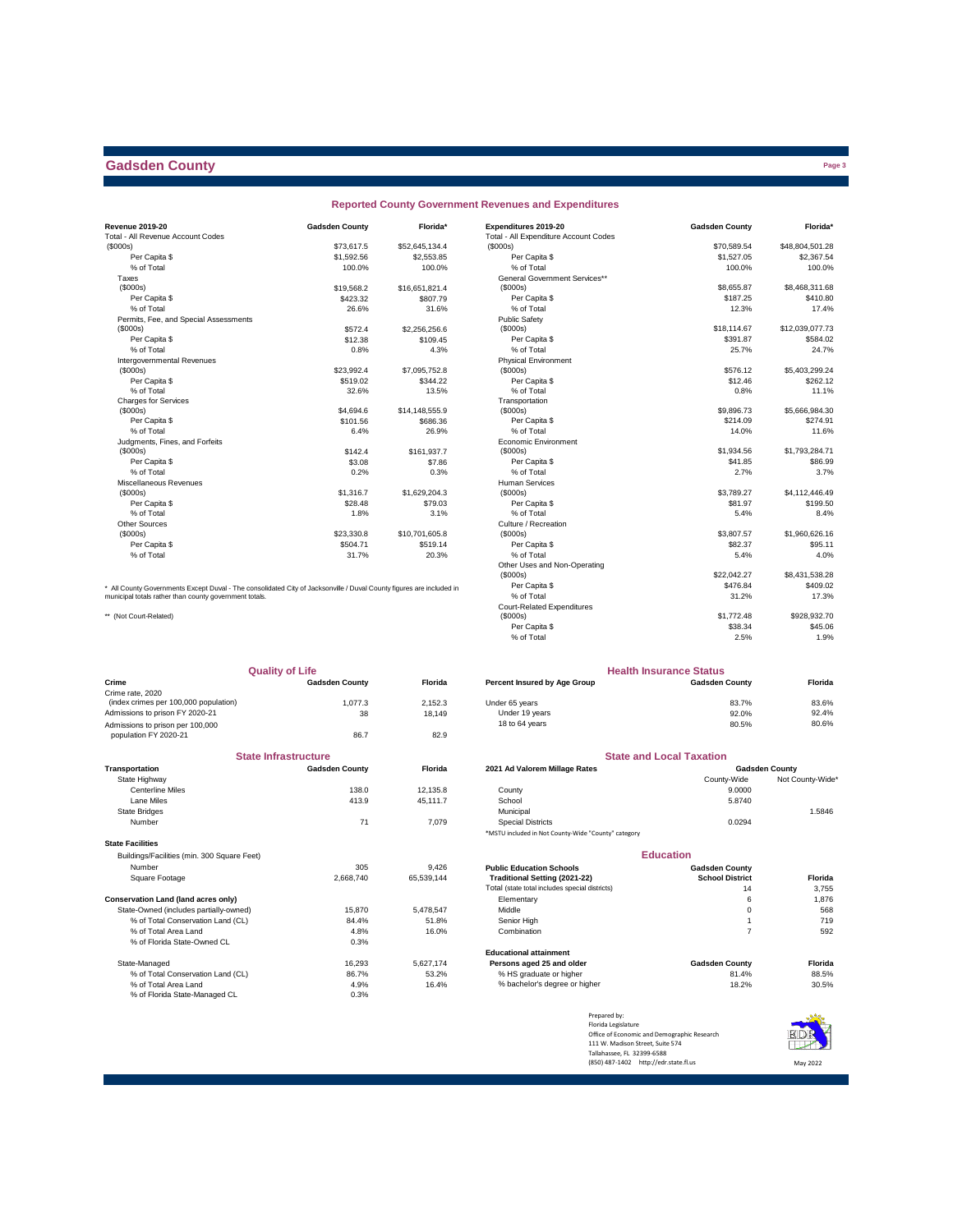# Gadsden County

## Reported County Government Revenues and Expenditures

| Revenue 2019-20 | Gadsden County | Florida* |
|---|---|---|
| Total - All Revenue Account Codes | | |
| ($000s) | $73,617.5 | $52,645,134.4 |
| Per Capita $ | $1,592.56 | $2,553.85 |
| % of Total | 100.0% | 100.0% |
| Taxes | | |
| ($000s) | $19,568.2 | $16,651,821.4 |
| Per Capita $ | $423.32 | $807.79 |
| % of Total | 26.6% | 31.6% |
| Permits, Fee, and Special Assessments | | |
| ($000s) | $572.4 | $2,256,256.6 |
| Per Capita $ | $12.38 | $109.45 |
| % of Total | 0.8% | 4.3% |
| Intergovernmental Revenues | | |
| ($000s) | $23,992.4 | $7,095,752.8 |
| Per Capita $ | $519.02 | $344.22 |
| % of Total | 32.6% | 13.5% |
| Charges for Services | | |
| ($000s) | $4,694.6 | $14,148,555.9 |
| Per Capita $ | $101.56 | $686.36 |
| % of Total | 6.4% | 26.9% |
| Judgments, Fines, and Forfeits | | |
| ($000s) | $142.4 | $161,937.7 |
| Per Capita $ | $3.08 | $7.86 |
| % of Total | 0.2% | 0.3% |
| Miscellaneous Revenues | | |
| ($000s) | $1,316.7 | $1,629,204.3 |
| Per Capita $ | $28.48 | $79.03 |
| % of Total | 1.8% | 3.1% |
| Other Sources | | |
| ($000s) | $23,330.8 | $10,701,605.8 |
| Per Capita $ | $504.71 | $519.14 |
| % of Total | 31.7% | 20.3% |

\* All County Governments Except Duval - The consolidated City of Jacksonville / Duval County figures are included in municipal totals rather than county government totals.

** (Not Court-Related)

| Expenditures 2019-20 | Gadsden County | Florida* |
|---|---|---|
| Total - All Expenditure Account Codes | | |
| ($000s) | $70,589.54 | $48,804,501.28 |
| Per Capita $ | $1,527.05 | $2,367.54 |
| % of Total | 100.0% | 100.0% |
| General Government Services** | | |
| ($000s) | $8,655.87 | $8,468,311.68 |
| Per Capita $ | $187.25 | $410.80 |
| % of Total | 12.3% | 17.4% |
| Public Safety | | |
| ($000s) | $18,114.67 | $12,039,077.73 |
| Per Capita $ | $391.87 | $584.02 |
| % of Total | 25.7% | 24.7% |
| Physical Environment | | |
| ($000s) | $576.12 | $5,403,299.24 |
| Per Capita $ | $12.46 | $262.12 |
| % of Total | 0.8% | 11.1% |
| Transportation | | |
| ($000s) | $9,896.73 | $5,666,984.30 |
| Per Capita $ | $214.09 | $274.91 |
| % of Total | 14.0% | 11.6% |
| Economic Environment | | |
| ($000s) | $1,934.56 | $1,793,284.71 |
| Per Capita $ | $41.85 | $86.99 |
| % of Total | 2.7% | 3.7% |
| Human Services | | |
| ($000s) | $3,789.27 | $4,112,446.49 |
| Per Capita $ | $81.97 | $199.50 |
| % of Total | 5.4% | 8.4% |
| Culture / Recreation | | |
| ($000s) | $3,807.57 | $1,960,626.16 |
| Per Capita $ | $82.37 | $95.11 |
| % of Total | 5.4% | 4.0% |
| Other Uses and Non-Operating | | |
| ($000s) | $22,042.27 | $8,431,538.28 |
| Per Capita $ | $476.84 | $409.02 |
| % of Total | 31.2% | 17.3% |
| Court-Related Expenditures | | |
| ($000s) | $1,772.48 | $928,932.70 |
| Per Capita $ | $38.34 | $45.06 |
| % of Total | 2.5% | 1.9% |

## Quality of Life

| Crime | Gadsden County | Florida |
|---|---|---|
| Crime rate, 2020 (index crimes per 100,000 population) | 1,077.3 | 2,152.3 |
| Admissions to prison FY 2020-21 | 38 | 18,149 |
| Admissions to prison per 100,000 population FY 2020-21 | 86.7 | 82.9 |

## Health Insurance Status

| Percent Insured by Age Group | Gadsden County | Florida |
|---|---|---|
| Under 65 years | 83.7% | 83.6% |
| Under 19 years | 92.0% | 92.4% |
| 18 to 64 years | 80.5% | 80.6% |

## State Infrastructure

| Transportation | Gadsden County | Florida |
|---|---|---|
| State Highway | | |
| Centerline Miles | 138.0 | 12,135.8 |
| Lane Miles | 413.9 | 45,111.7 |
| State Bridges | | |
| Number | 71 | 7,079 |
| **State Facilities** | | |
| Buildings/Facilities (min. 300 Square Feet) | | |
| Number | 305 | 9,426 |
| Square Footage | 2,668,740 | 65,539,144 |
| **Conservation Land (land acres only)** | | |
| State-Owned (includes partially-owned) | 15,870 | 5,478,547 |
| % of Total Conservation Land (CL) | 84.4% | 51.8% |
| % of Total Area Land | 4.8% | 16.0% |
| % of Florida State-Owned CL | 0.3% | |
| State-Managed | 16,293 | 5,627,174 |
| % of Total Conservation Land (CL) | 86.7% | 53.2% |
| % of Total Area Land | 4.9% | 16.4% |
| % of Florida State-Managed CL | 0.3% | |

## State and Local Taxation

| 2021 Ad Valorem Millage Rates | Gadsden County County-Wide | Gadsden County Not County-Wide* |
|---|---|---|
| County | 9.0000 | |
| School | 5.8740 | |
| Municipal | | 1.5846 |
| Special Districts | 0.0294 | |

*MSTU included in Not County-Wide "County" category

## Education

| Public Education Schools Traditional Setting (2021-22) | Gadsden County School District | Florida |
|---|---|---|
| Total (state total includes special districts) | 14 | 3,755 |
| Elementary | 6 | 1,876 |
| Middle | 0 | 568 |
| Senior High | 1 | 719 |
| Combination | 7 | 592 |

| Educational attainment Persons aged 25 and older | Gadsden County | Florida |
|---|---|---|
| % HS graduate or higher | 81.4% | 88.5% |
| % bachelor's degree or higher | 18.2% | 30.5% |

Prepared by:
Florida Legislature
Office of Economic and Demographic Research
111 W. Madison Street, Suite 574
Tallahassee, FL 32399-6588
(850) 487-1402 http://edr.state.fl.us

May 2022